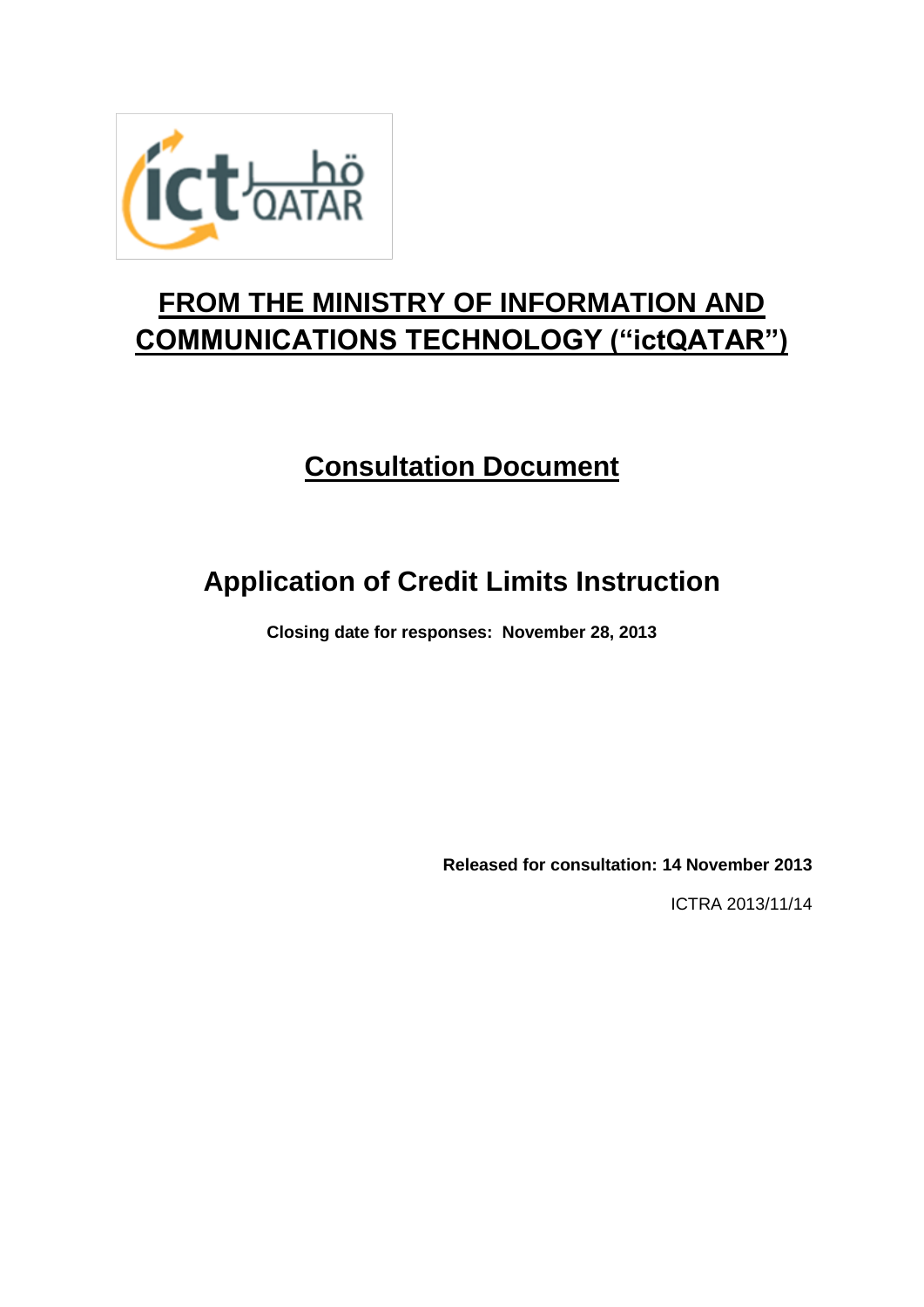# FROM THE MINISTRY OF INFORMATION AND COMMUNICATIONS TECHNOLOGY ("ictQATAR")

## Consultation Document

## Application of Credit Limits Instruction

**Closing date for responses: November 28, 2013**

**Released for consultation: 14 November 2013**

ICTRA 2013/11/14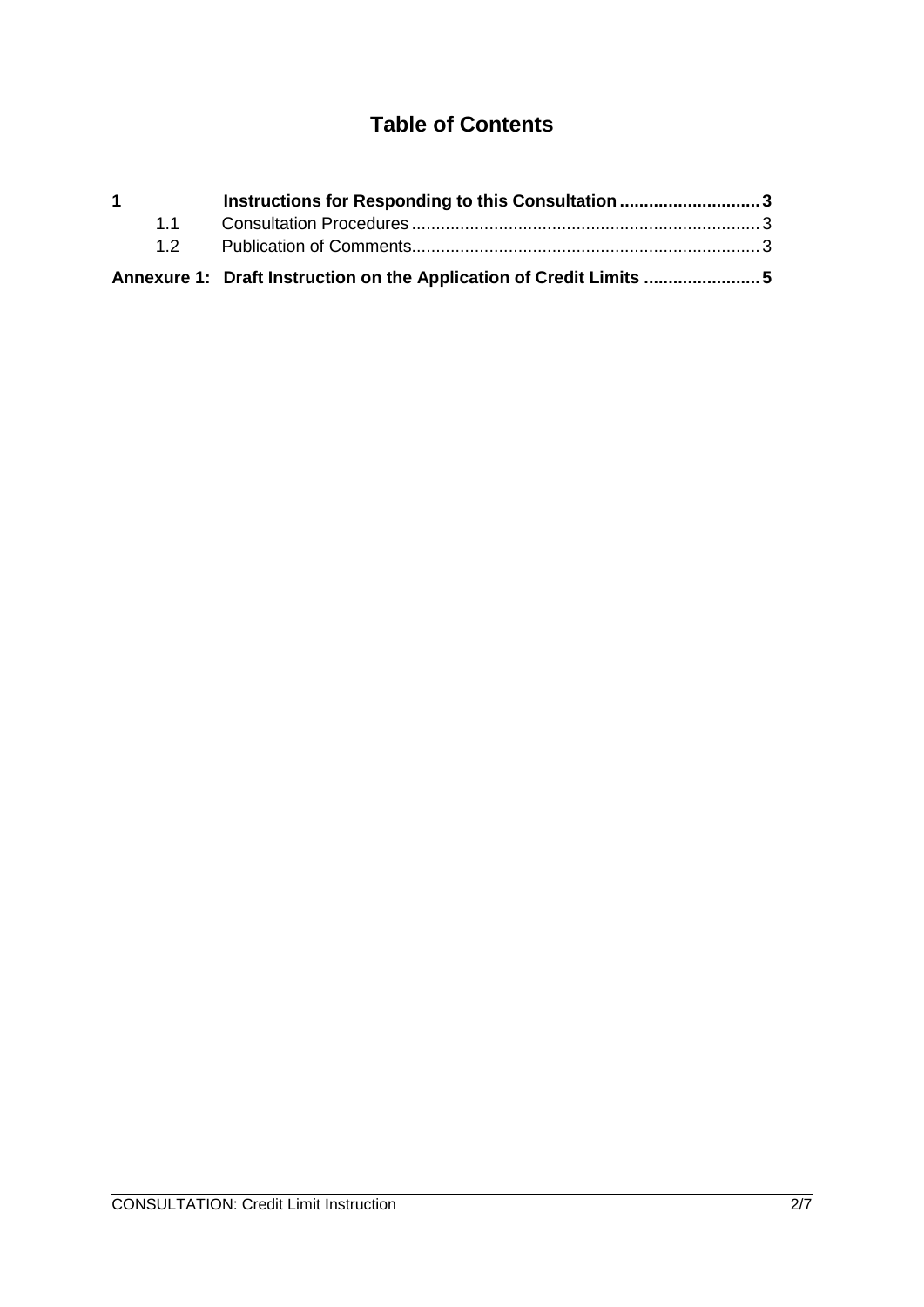# Table of Contents

| | | |
|---|---|---|
| **1** | **Instructions for Responding to this Consultation** | **3** |
| 1.1 | Consultation Procedures | 3 |
| 1.2 | Publication of Comments | 3 |
| **Annexure 1:** | **Draft Instruction on the Application of Credit Limits** | **5** |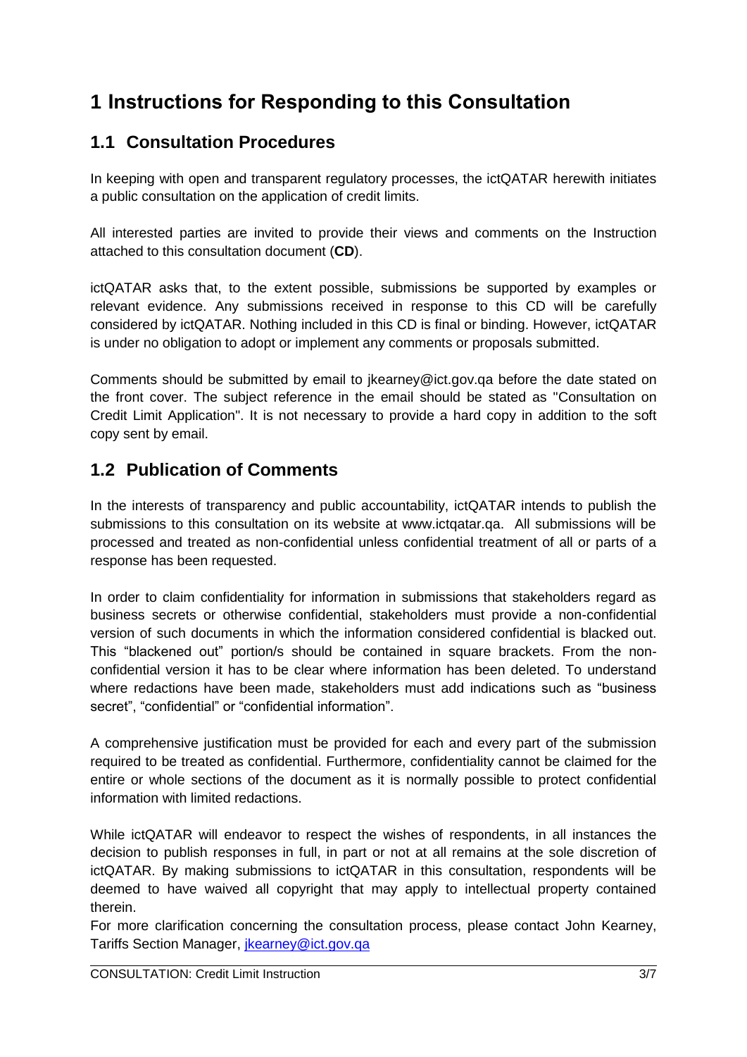# 1 Instructions for Responding to this Consultation

## 1.1 Consultation Procedures

In keeping with open and transparent regulatory processes, the ictQATAR herewith initiates a public consultation on the application of credit limits.

All interested parties are invited to provide their views and comments on the Instruction attached to this consultation document (**CD**).

ictQATAR asks that, to the extent possible, submissions be supported by examples or relevant evidence. Any submissions received in response to this CD will be carefully considered by ictQATAR. Nothing included in this CD is final or binding. However, ictQATAR is under no obligation to adopt or implement any comments or proposals submitted.

Comments should be submitted by email to jkearney@ict.gov.qa before the date stated on the front cover. The subject reference in the email should be stated as "Consultation on Credit Limit Application". It is not necessary to provide a hard copy in addition to the soft copy sent by email.

## 1.2 Publication of Comments

In the interests of transparency and public accountability, ictQATAR intends to publish the submissions to this consultation on its website at www.ictqatar.qa. All submissions will be processed and treated as non-confidential unless confidential treatment of all or parts of a response has been requested.

In order to claim confidentiality for information in submissions that stakeholders regard as business secrets or otherwise confidential, stakeholders must provide a non-confidential version of such documents in which the information considered confidential is blacked out. This "blackened out" portion/s should be contained in square brackets. From the non-confidential version it has to be clear where information has been deleted. To understand where redactions have been made, stakeholders must add indications such as "business secret", "confidential" or "confidential information".

A comprehensive justification must be provided for each and every part of the submission required to be treated as confidential. Furthermore, confidentiality cannot be claimed for the entire or whole sections of the document as it is normally possible to protect confidential information with limited redactions.

While ictQATAR will endeavor to respect the wishes of respondents, in all instances the decision to publish responses in full, in part or not at all remains at the sole discretion of ictQATAR. By making submissions to ictQATAR in this consultation, respondents will be deemed to have waived all copyright that may apply to intellectual property contained therein.

For more clarification concerning the consultation process, please contact John Kearney, Tariffs Section Manager, jkearney@ict.gov.qa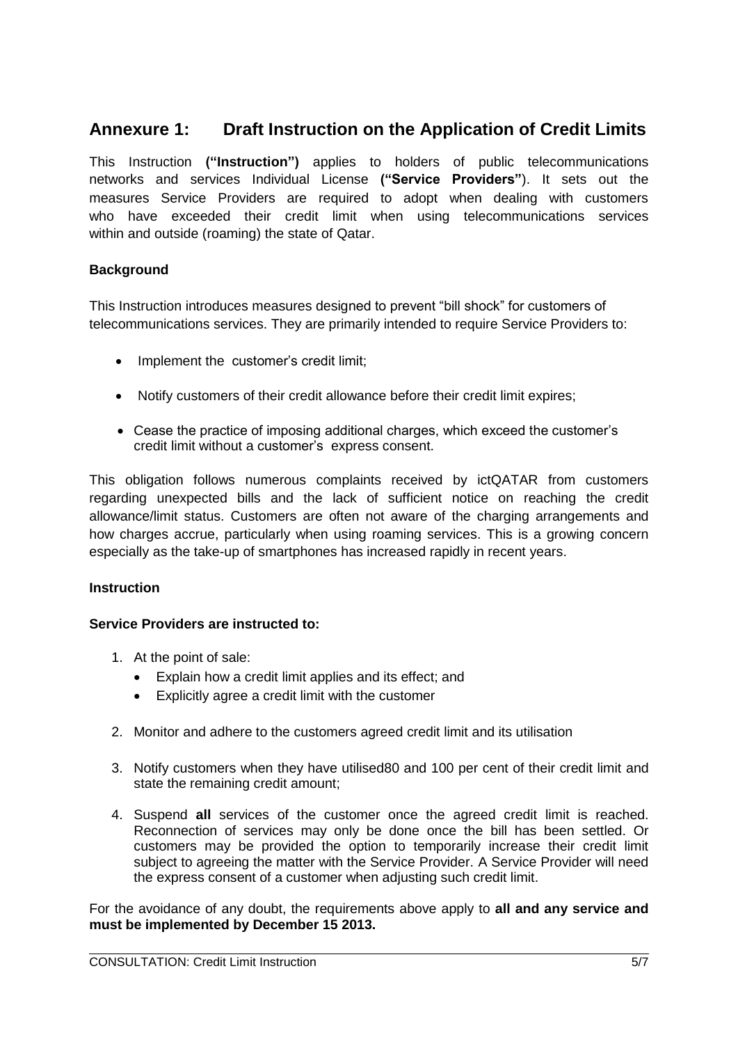## Annexure 1: Draft Instruction on the Application of Credit Limits

This Instruction **("Instruction")** applies to holders of public telecommunications networks and services Individual License **("Service Providers"**). It sets out the measures Service Providers are required to adopt when dealing with customers who have exceeded their credit limit when using telecommunications services within and outside (roaming) the state of Qatar.

**Background**

This Instruction introduces measures designed to prevent "bill shock" for customers of telecommunications services. They are primarily intended to require Service Providers to:

- Implement the customer's credit limit;
- Notify customers of their credit allowance before their credit limit expires;
- Cease the practice of imposing additional charges, which exceed the customer's credit limit without a customer's express consent.

This obligation follows numerous complaints received by ictQATAR from customers regarding unexpected bills and the lack of sufficient notice on reaching the credit allowance/limit status. Customers are often not aware of the charging arrangements and how charges accrue, particularly when using roaming services. This is a growing concern especially as the take-up of smartphones has increased rapidly in recent years.

**Instruction**

**Service Providers are instructed to:**

1. At the point of sale:
   - Explain how a credit limit applies and its effect; and
   - Explicitly agree a credit limit with the customer
2. Monitor and adhere to the customers agreed credit limit and its utilisation
3. Notify customers when they have utilised80 and 100 per cent of their credit limit and state the remaining credit amount;
4. Suspend **all** services of the customer once the agreed credit limit is reached. Reconnection of services may only be done once the bill has been settled. Or customers may be provided the option to temporarily increase their credit limit subject to agreeing the matter with the Service Provider. A Service Provider will need the express consent of a customer when adjusting such credit limit.

For the avoidance of any doubt, the requirements above apply to **all and any service and must be implemented by December 15 2013.**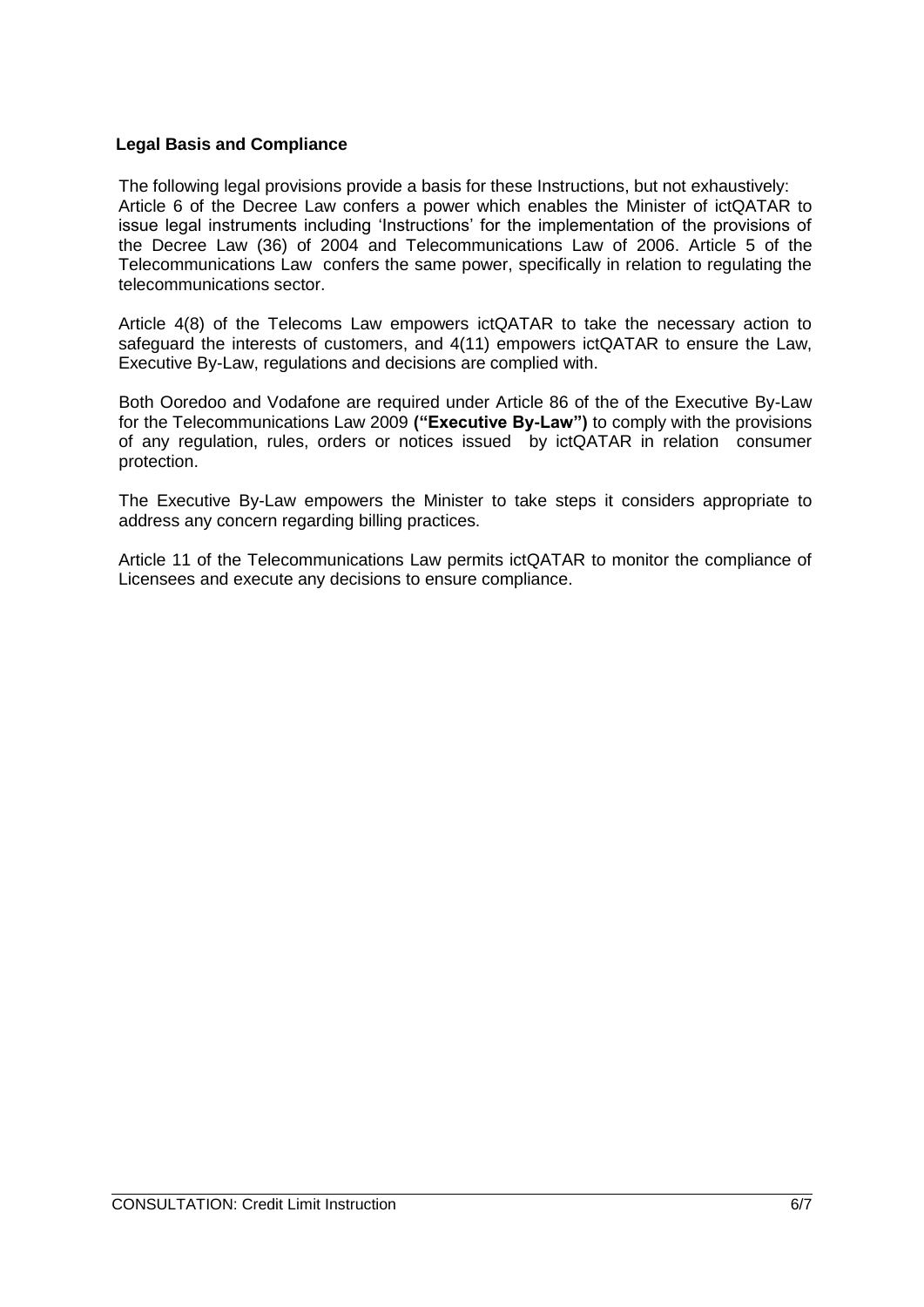**Legal Basis and Compliance**

The following legal provisions provide a basis for these Instructions, but not exhaustively: Article 6 of the Decree Law confers a power which enables the Minister of ictQATAR to issue legal instruments including 'Instructions' for the implementation of the provisions of the Decree Law (36) of 2004 and Telecommunications Law of 2006. Article 5 of the Telecommunications Law confers the same power, specifically in relation to regulating the telecommunications sector.

Article 4(8) of the Telecoms Law empowers ictQATAR to take the necessary action to safeguard the interests of customers, and 4(11) empowers ictQATAR to ensure the Law, Executive By-Law, regulations and decisions are complied with.

Both Ooredoo and Vodafone are required under Article 86 of the of the Executive By-Law for the Telecommunications Law 2009 **("Executive By-Law")** to comply with the provisions of any regulation, rules, orders or notices issued by ictQATAR in relation consumer protection.

The Executive By-Law empowers the Minister to take steps it considers appropriate to address any concern regarding billing practices.

Article 11 of the Telecommunications Law permits ictQATAR to monitor the compliance of Licensees and execute any decisions to ensure compliance.